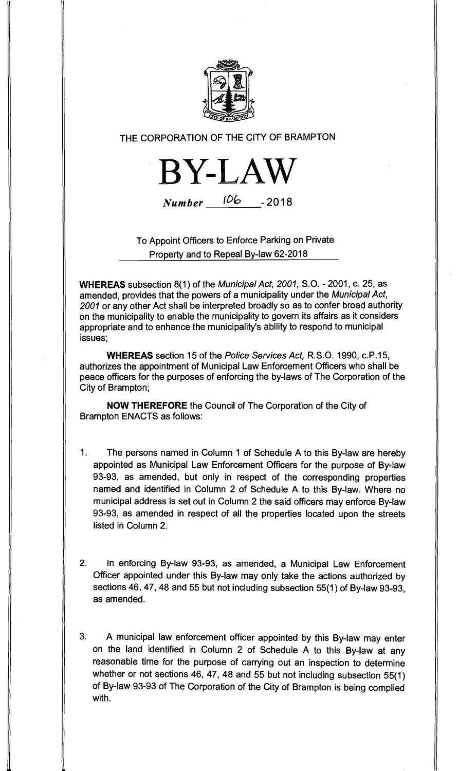THE CORPORATION OF THE CITY OF BRAMPTON

# BY-LAW

*Number* 106 - 2018

To Appoint Officers to Enforce Parking on Private Property and to Repeal By-law 62-2018

**WHEREAS** subsection 8(1) of the *Municipal Act, 2001,* S.O. - 2001, c. 25, as amended, provides that the powers of a municipality under the *Municipal Act, 2001* or any other Act shall be interpreted broadly so as to confer broad authority on the municipality to enable the municipality to govern its affairs as it considers appropriate and to enhance the municipality's ability to respond to municipal issues;

**WHEREAS** section 15 of the *Police Services Act,* R.S.O. 1990, c.P.15, authorizes the appointment of Municipal Law Enforcement Officers who shall be peace officers for the purposes of enforcing the by-laws of The Corporation of the City of Brampton;

**NOW THEREFORE** the Council of The Corporation of the City of Brampton ENACTS as follows:

1. The persons named in Column 1 of Schedule A to this By-law are hereby appointed as Municipal Law Enforcement Officers for the purpose of By-law 93-93, as amended, but only in respect of the corresponding properties named and identified in Column 2 of Schedule A to this By-law. Where no municipal address is set out in Column 2 the said officers may enforce By-law 93-93, as amended in respect of all the properties located upon the streets listed in Column 2.

2. In enforcing By-law 93-93, as amended, a Municipal Law Enforcement Officer appointed under this By-law may only take the actions authorized by sections 46, 47, 48 and 55 but not including subsection 55(1) of By-law 93-93, as amended.

3. A municipal law enforcement officer appointed by this By-law may enter on the land identified in Column 2 of Schedule A to this By-law at any reasonable time for the purpose of carrying out an inspection to determine whether or not sections 46, 47, 48 and 55 but not including subsection 55(1) of By-law 93-93 of The Corporation of the City of Brampton is being complied with.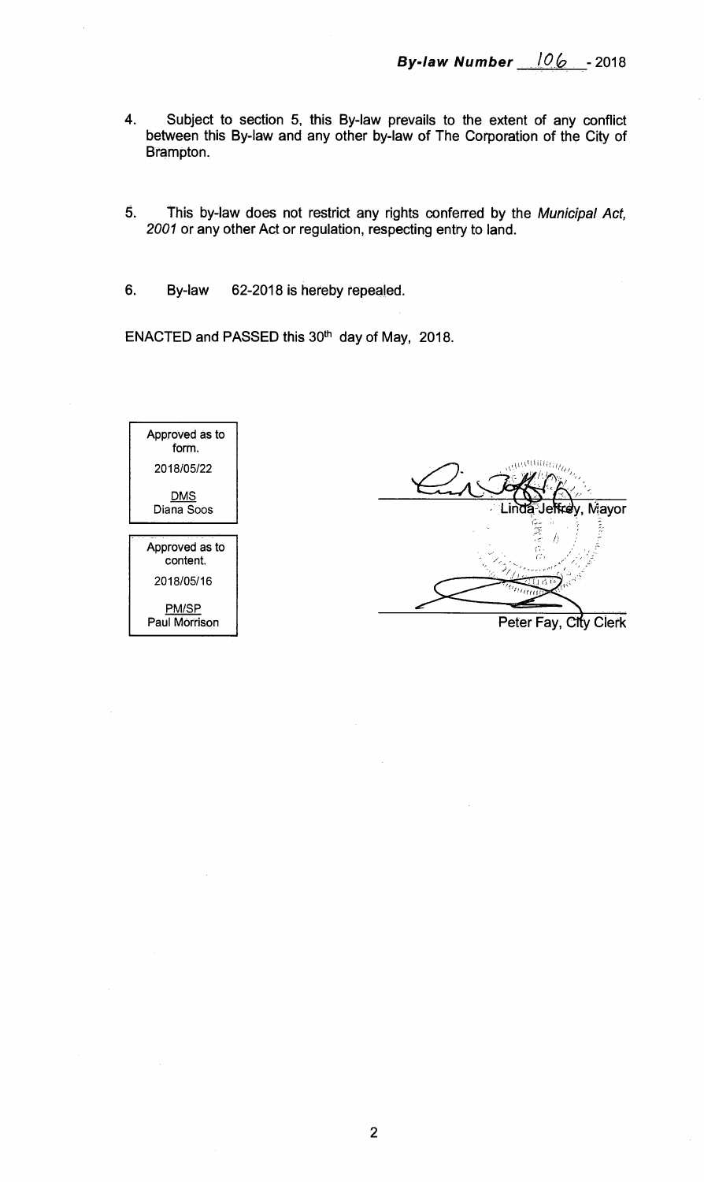**By-law Number 106 - 2018**

4. Subject to section 5, this By-law prevails to the extent of any conflict between this By-law and any other by-law of The Corporation of the City of Brampton.

5. This by-law does not restrict any rights conferred by the *Municipal Act, 2001* or any other Act or regulation, respecting entry to land.

6. By-law 62-2018 is hereby repealed.

ENACTED and PASSED this 30th day of May, 2018.

| Approved as to form. |
|---|
| 2018/05/22 |
| DMS |
| Diana Soos |

| Approved as to content. |
|---|
| 2018/05/16 |
| PM/SP |
| Paul Morrison |

Linda Jeffrey, Mayor

Peter Fay, City Clerk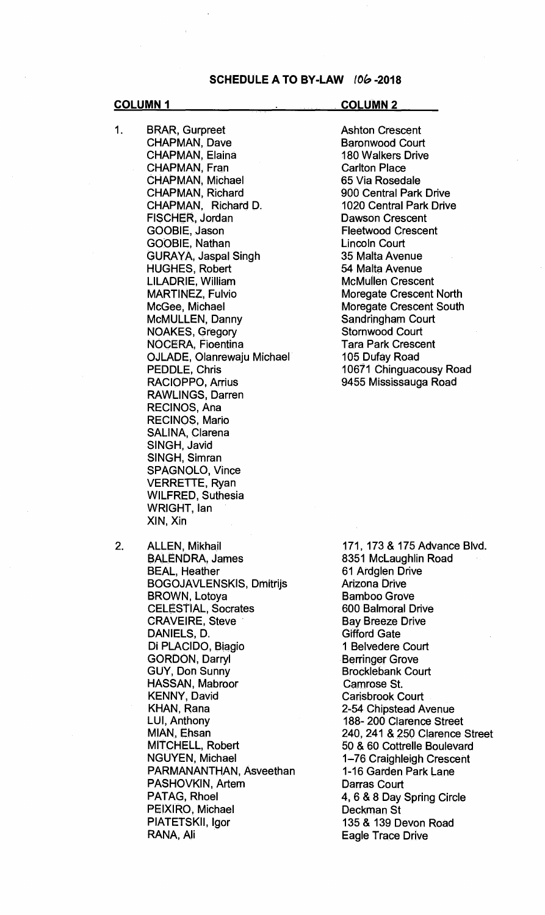## SCHEDULE A TO BY-LAW 106-2018

| | COLUMN 1 | COLUMN 2 |
|---|---|---|
| 1. | BRAR, Gurpreet | Ashton Crescent |
| | CHAPMAN, Dave | Baronwood Court |
| | CHAPMAN, Elaina | 180 Walkers Drive |
| | CHAPMAN, Fran | Carlton Place |
| | CHAPMAN, Michael | 65 Via Rosedale |
| | CHAPMAN, Richard | 900 Central Park Drive |
| | CHAPMAN, Richard D. | 1020 Central Park Drive |
| | FISCHER, Jordan | Dawson Crescent |
| | GOOBIE, Jason | Fleetwood Crescent |
| | GOOBIE, Nathan | Lincoln Court |
| | GURAYA, Jaspal Singh | 35 Malta Avenue |
| | HUGHES, Robert | 54 Malta Avenue |
| | LILADRIE, William | McMullen Crescent |
| | MARTINEZ, Fulvio | Moregate Crescent North |
| | McGee, Michael | Moregate Crescent South |
| | McMULLEN, Danny | Sandringham Court |
| | NOAKES, Gregory | Stornwood Court |
| | NOCERA, Fioentina | Tara Park Crescent |
| | OJLADE, Olanrewaju Michael | 105 Dufay Road |
| | PEDDLE, Chris | 10671 Chinguacousy Road |
| | RACIOPPO, Arrius | 9455 Mississauga Road |
| | RAWLINGS, Darren | |
| | RECINOS, Ana | |
| | RECINOS, Mario | |
| | SALINA, Clarena | |
| | SINGH, Javid | |
| | SINGH, Simran | |
| | SPAGNOLO, Vince | |
| | VERRETTE, Ryan | |
| | WILFRED, Suthesia | |
| | WRIGHT, Ian | |
| | XIN, Xin | |
| 2. | ALLEN, Mikhail | 171, 173 & 175 Advance Blvd. |
| | BALENDRA, James | 8351 McLaughlin Road |
| | BEAL, Heather | 61 Ardglen Drive |
| | BOGOJAVLENSKIS, Dmitrijs | Arizona Drive |
| | BROWN, Lotoya | Bamboo Grove |
| | CELESTIAL, Socrates | 600 Balmoral Drive |
| | CRAVEIRE, Steve | Bay Breeze Drive |
| | DANIELS, D. | Gifford Gate |
| | Di PLACIDO, Biagio | 1 Belvedere Court |
| | GORDON, Darryl | Berringer Grove |
| | GUY, Don Sunny | Brocklebank Court |
| | HASSAN, Mabroor | Camrose St. |
| | KENNY, David | Carisbrook Court |
| | KHAN, Rana | 2-54 Chipstead Avenue |
| | LUI, Anthony | 188- 200 Clarence Street |
| | MIAN, Ehsan | 240, 241 & 250 Clarence Street |
| | MITCHELL, Robert | 50 & 60 Cottrelle Boulevard |
| | NGUYEN, Michael | 1–76 Craighleigh Crescent |
| | PARMANANTHAN, Asveethan | 1-16 Garden Park Lane |
| | PASHOVKIN, Artem | Darras Court |
| | PATAG, Rhoel | 4, 6 & 8 Day Spring Circle |
| | PEIXIRO, Michael | Deckman St |
| | PIATETSKII, Igor | 135 & 139 Devon Road |
| | RANA, Ali | Eagle Trace Drive |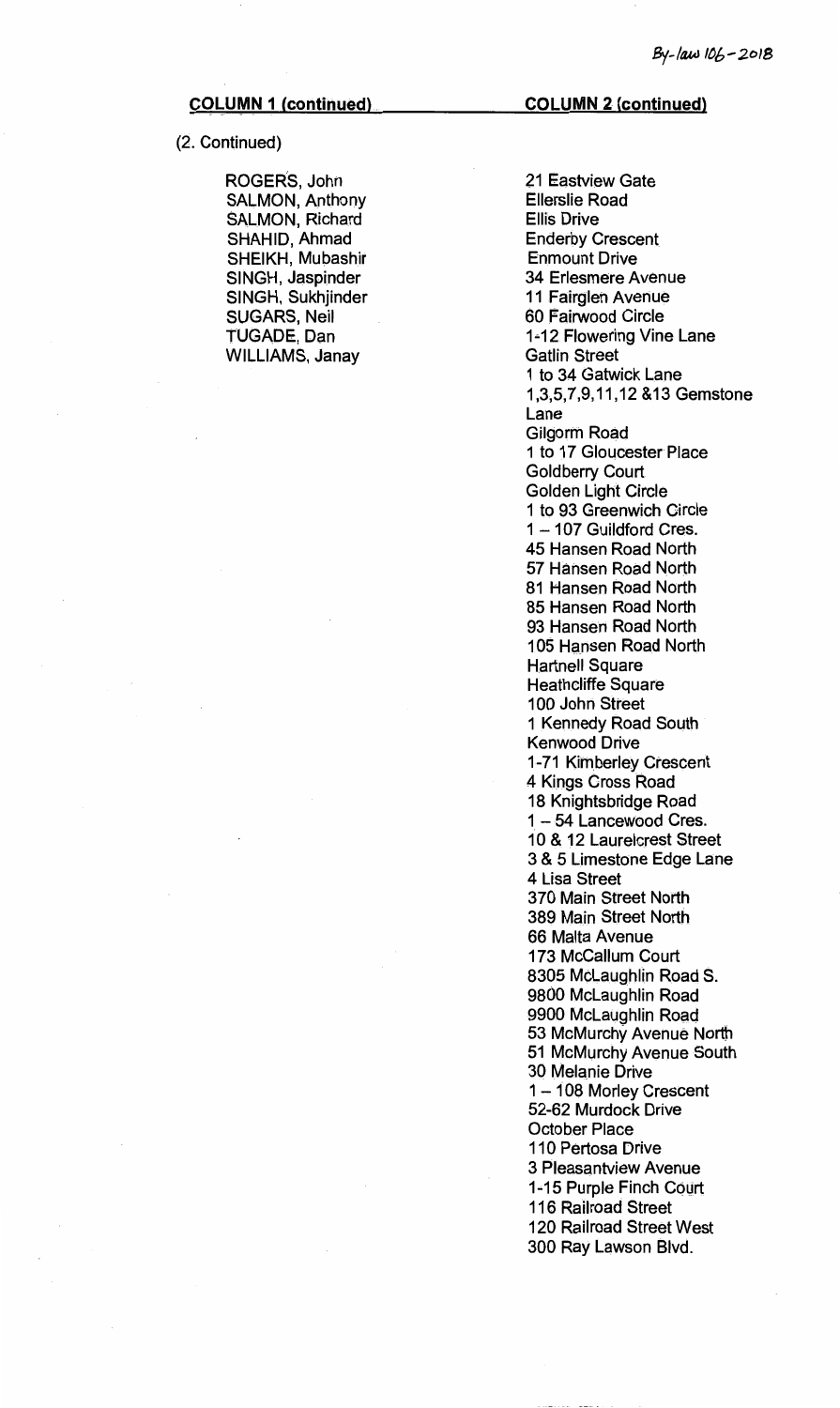By-law 106-2018

| COLUMN 1 (continued) | COLUMN 2 (continued) |
|---|---|
| (2. Continued) | |
| ROGERS, John | 21 Eastview Gate |
| SALMON, Anthony | Ellerslie Road |
| SALMON, Richard | Ellis Drive |
| SHAHID, Ahmad | Enderby Crescent |
| SHEIKH, Mubashir | Enmount Drive |
| SINGH, Jaspinder | 34 Erlesmere Avenue |
| SINGH, Sukhjinder | 11 Fairglen Avenue |
| SUGARS, Neil | 60 Fairwood Circle |
| TUGADE, Dan | 1-12 Flowering Vine Lane |
| WILLIAMS, Janay | Gatlin Street |
| | 1 to 34 Gatwick Lane |
| | 1,3,5,7,9,11,12 &13 Gemstone Lane |
| | Gilgorm Road |
| | 1 to 17 Gloucester Place |
| | Goldberry Court |
| | Golden Light Circle |
| | 1 to 93 Greenwich Circle |
| | 1 – 107 Guildford Cres. |
| | 45 Hansen Road North |
| | 57 Hansen Road North |
| | 81 Hansen Road North |
| | 85 Hansen Road North |
| | 93 Hansen Road North |
| | 105 Hansen Road North |
| | Hartnell Square |
| | Heathcliffe Square |
| | 100 John Street |
| | 1 Kennedy Road South |
| | Kenwood Drive |
| | 1-71 Kimberley Crescent |
| | 4 Kings Cross Road |
| | 18 Knightsbridge Road |
| | 1 – 54 Lancewood Cres. |
| | 10 & 12 Laurelcrest Street |
| | 3 & 5 Limestone Edge Lane |
| | 4 Lisa Street |
| | 370 Main Street North |
| | 389 Main Street North |
| | 66 Malta Avenue |
| | 173 McCallum Court |
| | 8305 McLaughlin Road S. |
| | 9800 McLaughlin Road |
| | 9900 McLaughlin Road |
| | 53 McMurchy Avenue North |
| | 51 McMurchy Avenue South |
| | 30 Melanie Drive |
| | 1 – 108 Morley Crescent |
| | 52-62 Murdock Drive |
| | October Place |
| | 110 Pertosa Drive |
| | 3 Pleasantview Avenue |
| | 1-15 Purple Finch Court |
| | 116 Railroad Street |
| | 120 Railroad Street West |
| | 300 Ray Lawson Blvd. |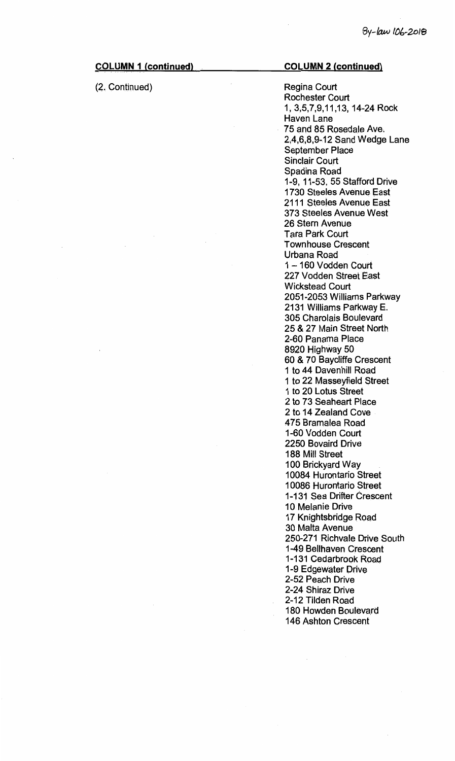| COLUMN 1 (continued) | COLUMN 2 (continued) |
| --- | --- |
| (2. Continued) | Regina Court<br>Rochester Court<br>1, 3,5,7,9,11,13, 14-24 Rock Haven Lane<br>75 and 85 Rosedale Ave.<br>2,4,6,8,9-12 Sand Wedge Lane<br>September Place<br>Sinclair Court<br>Spadina Road<br>1-9, 11-53, 55 Stafford Drive<br>1730 Steeles Avenue East<br>2111 Steeles Avenue East<br>373 Steeles Avenue West<br>26 Stern Avenue<br>Tara Park Court<br>Townhouse Crescent<br>Urbana Road<br>1 – 160 Vodden Court<br>227 Vodden Street East<br>Wickstead Court<br>2051-2053 Williams Parkway<br>2131 Williams Parkway E.<br>305 Charolais Boulevard<br>25 & 27 Main Street North<br>2-60 Panama Place<br>8920 Highway 50<br>60 & 70 Baycliffe Crescent<br>1 to 44 Davenhill Road<br>1 to 22 Masseyfield Street<br>1 to 20 Lotus Street<br>2 to 73 Seaheart Place<br>2 to 14 Zealand Cove<br>475 Bramalea Road<br>1-60 Vodden Court<br>2250 Bovaird Drive<br>188 Mill Street<br>100 Brickyard Way<br>10084 Hurontario Street<br>10086 Hurontario Street<br>1-131 Sea Drifter Crescent<br>10 Melanie Drive<br>17 Knightsbridge Road<br>30 Malta Avenue<br>250-271 Richvale Drive South<br>1-49 Bellhaven Crescent<br>1-131 Cedarbrook Road<br>1-9 Edgewater Drive<br>2-52 Peach Drive<br>2-24 Shiraz Drive<br>2-12 Tilden Road<br>180 Howden Boulevard<br>146 Ashton Crescent |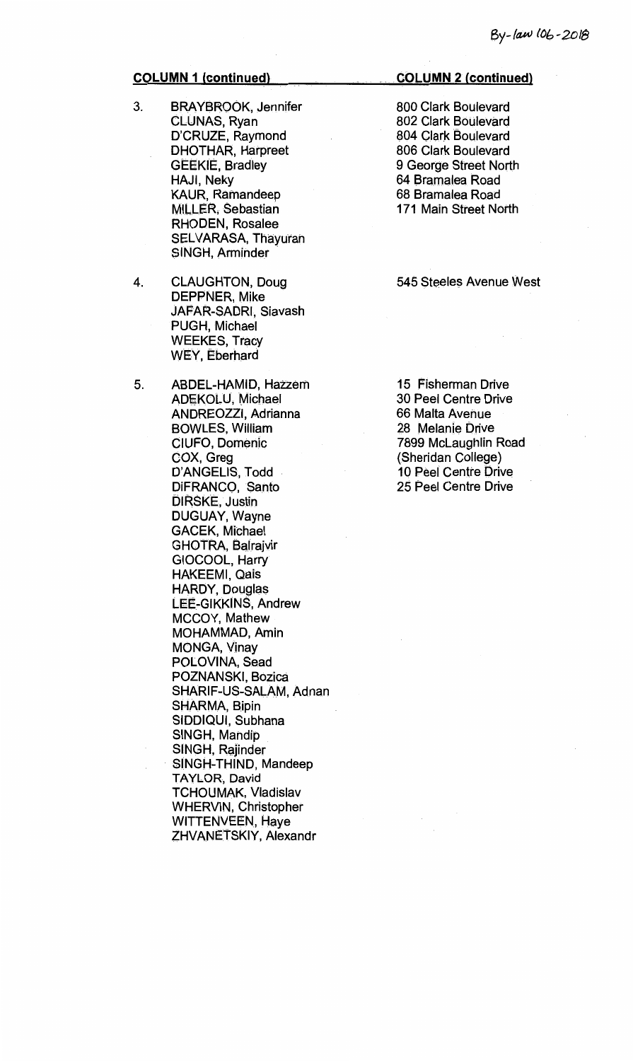By-law 106-2018

| COLUMN 1 (continued) | | COLUMN 2 (continued) |
|---|---|---|
| 3. | BRAYBROOK, Jennifer<br>CLUNAS, Ryan<br>D'CRUZE, Raymond<br>DHOTHAR, Harpreet<br>GEEKIE, Bradley<br>HAJI, Neky<br>KAUR, Ramandeep<br>MILLER, Sebastian<br>RHODEN, Rosalee<br>SELVARASA, Thayuran<br>SINGH, Arminder | 800 Clark Boulevard<br>802 Clark Boulevard<br>804 Clark Boulevard<br>806 Clark Boulevard<br>9 George Street North<br>64 Bramalea Road<br>68 Bramalea Road<br>171 Main Street North |
| 4. | CLAUGHTON, Doug<br>DEPPNER, Mike<br>JAFAR-SADRI, Siavash<br>PUGH, Michael<br>WEEKES, Tracy<br>WEY, Eberhard | 545 Steeles Avenue West |
| 5. | ABDEL-HAMID, Hazzem<br>ADEKOLU, Michael<br>ANDREOZZI, Adrianna<br>BOWLES, William<br>CIUFO, Domenic<br>COX, Greg<br>D'ANGELIS, Todd<br>DIFRANCO, Santo<br>DIRSKE, Justin<br>DUGUAY, Wayne<br>GACEK, Michael<br>GHOTRA, Balrajvir<br>GIOCOOL, Harry<br>HAKEEMI, Qais<br>HARDY, Douglas<br>LEE-GIKKINS, Andrew<br>MCCOY, Mathew<br>MOHAMMAD, Amin<br>MONGA, Vinay<br>POLOVINA, Sead<br>POZNANSKI, Bozica<br>SHARIF-US-SALAM, Adnan<br>SHARMA, Bipin<br>SIDDIQUI, Subhana<br>SINGH, Mandip<br>SINGH, Rajinder<br>SINGH-THIND, Mandeep<br>TAYLOR, David<br>TCHOUMAK, Vladislav<br>WHERVIN, Christopher<br>WITTENVEEN, Haye<br>ZHVANETSKIY, Alexandr | 15 Fisherman Drive<br>30 Peel Centre Drive<br>66 Malta Avenue<br>28 Melanie Drive<br>7899 McLaughlin Road<br>(Sheridan College)<br>10 Peel Centre Drive<br>25 Peel Centre Drive |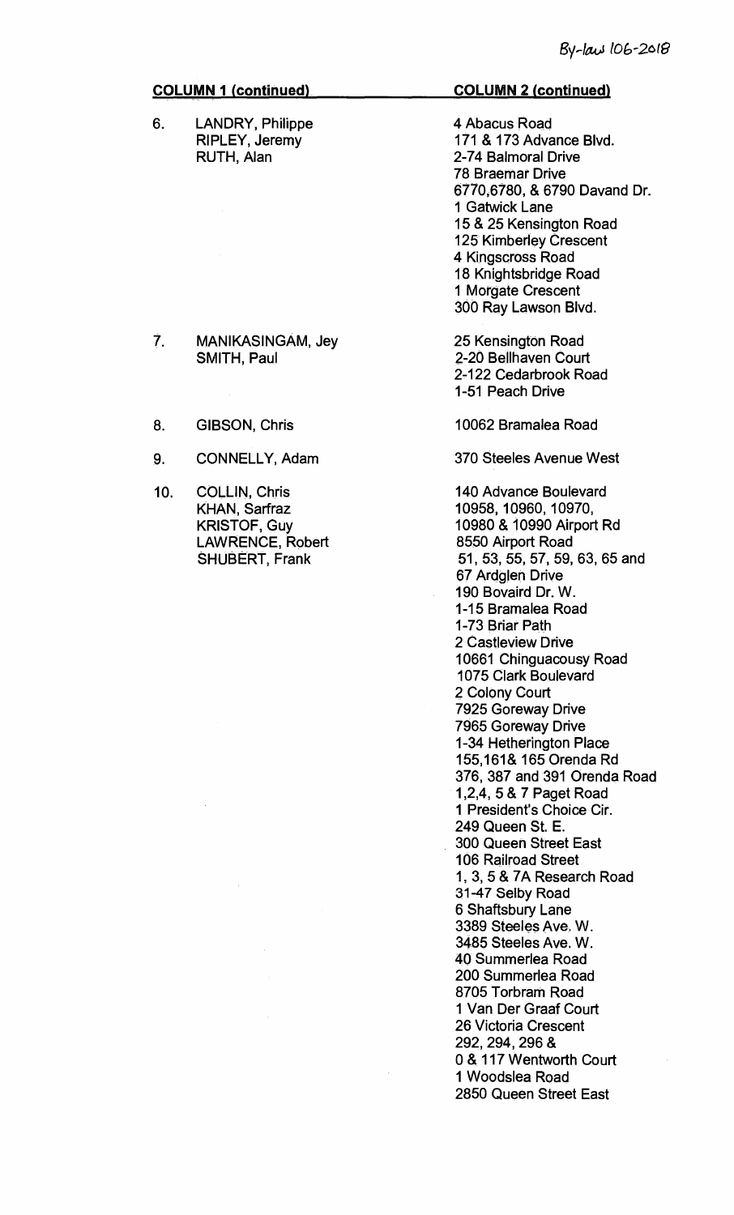By-law 106-2018

| COLUMN 1 (continued) | | COLUMN 2 (continued) |
|---|---|---|
| 6. | LANDRY, Philippe<br>RIPLEY, Jeremy<br>RUTH, Alan | 4 Abacus Road<br>171 & 173 Advance Blvd.<br>2-74 Balmoral Drive<br>78 Braemar Drive<br>6770,6780, & 6790 Davand Dr.<br>1 Gatwick Lane<br>15 & 25 Kensington Road<br>125 Kimberley Crescent<br>4 Kingscross Road<br>18 Knightsbridge Road<br>1 Morgate Crescent<br>300 Ray Lawson Blvd. |
| 7. | MANIKASINGAM, Jey<br>SMITH, Paul | 25 Kensington Road<br>2-20 Bellhaven Court<br>2-122 Cedarbrook Road<br>1-51 Peach Drive |
| 8. | GIBSON, Chris | 10062 Bramalea Road |
| 9. | CONNELLY, Adam | 370 Steeles Avenue West |
| 10. | COLLIN, Chris<br>KHAN, Sarfraz<br>KRISTOF, Guy<br>LAWRENCE, Robert<br>SHUBERT, Frank | 140 Advance Boulevard<br>10958, 10960, 10970,<br>10980 & 10990 Airport Rd<br>8550 Airport Road<br>51, 53, 55, 57, 59, 63, 65 and<br>67 Ardglen Drive<br>190 Bovaird Dr. W.<br>1-15 Bramalea Road<br>1-73 Briar Path<br>2 Castleview Drive<br>10661 Chinguacousy Road<br>1075 Clark Boulevard<br>2 Colony Court<br>7925 Goreway Drive<br>7965 Goreway Drive<br>1-34 Hetherington Place<br>155,161& 165 Orenda Rd<br>376, 387 and 391 Orenda Road<br>1,2,4, 5 & 7 Paget Road<br>1 President's Choice Cir.<br>249 Queen St. E.<br>300 Queen Street East<br>106 Railroad Street<br>1, 3, 5 & 7A Research Road<br>31-47 Selby Road<br>6 Shaftsbury Lane<br>3389 Steeles Ave. W.<br>3485 Steeles Ave. W.<br>40 Summerlea Road<br>200 Summerlea Road<br>8705 Torbram Road<br>1 Van Der Graaf Court<br>26 Victoria Crescent<br>292, 294, 296 &<br>0 & 117 Wentworth Court<br>1 Woodslea Road<br>2850 Queen Street East |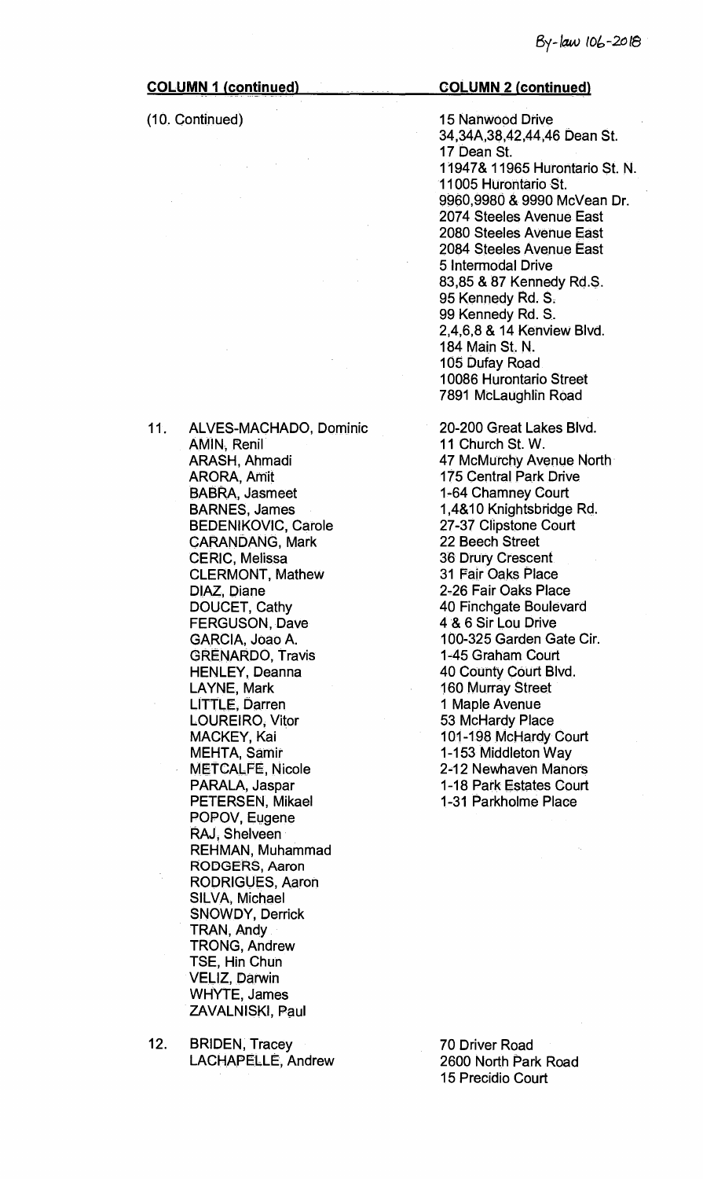By-law 106-2018

| COLUMN 1 (continued) | COLUMN 2 (continued) |
|---|---|
| (10. Continued) | 15 Nanwood Drive<br>34,34A,38,42,44,46 Dean St.<br>17 Dean St.<br>11947& 11965 Hurontario St. N.<br>11005 Hurontario St.<br>9960,9980 & 9990 McVean Dr.<br>2074 Steeles Avenue East<br>2080 Steeles Avenue East<br>2084 Steeles Avenue East<br>5 Intermodal Drive<br>83,85 & 87 Kennedy Rd.S.<br>95 Kennedy Rd. S.<br>99 Kennedy Rd. S.<br>2,4,6,8 & 14 Kenview Blvd.<br>184 Main St. N.<br>105 Dufay Road<br>10086 Hurontario Street<br>7891 McLaughlin Road |
| 11. ALVES-MACHADO, Dominic<br>AMIN, Renil<br>ARASH, Ahmadi<br>ARORA, Amit<br>BABRA, Jasmeet<br>BARNES, James<br>BEDENIKOVIC, Carole<br>CARANDANG, Mark<br>CERIC, Melissa<br>CLERMONT, Mathew<br>DIAZ, Diane<br>DOUCET, Cathy<br>FERGUSON, Dave<br>GARCIA, Joao A.<br>GRENARDO, Travis<br>HENLEY, Deanna<br>LAYNE, Mark<br>LITTLE, Darren<br>LOUREIRO, Vitor<br>MACKEY, Kai<br>MEHTA, Samir<br>METCALFE, Nicole<br>PARALA, Jaspar<br>PETERSEN, Mikael<br>POPOV, Eugene<br>RAJ, Shelveen<br>REHMAN, Muhammad<br>RODGERS, Aaron<br>RODRIGUES, Aaron<br>SILVA, Michael<br>SNOWDY, Derrick<br>TRAN, Andy<br>TRONG, Andrew<br>TSE, Hin Chun<br>VELIZ, Darwin<br>WHYTE, James<br>ZAVALNISKI, Paul | 20-200 Great Lakes Blvd.<br>11 Church St. W.<br>47 McMurchy Avenue North<br>175 Central Park Drive<br>1-64 Chamney Court<br>1,4&10 Knightsbridge Rd.<br>27-37 Clipstone Court<br>22 Beech Street<br>36 Drury Crescent<br>31 Fair Oaks Place<br>2-26 Fair Oaks Place<br>40 Finchgate Boulevard<br>4 & 6 Sir Lou Drive<br>100-325 Garden Gate Cir.<br>1-45 Graham Court<br>40 County Court Blvd.<br>160 Murray Street<br>1 Maple Avenue<br>53 McHardy Place<br>101-198 McHardy Court<br>1-153 Middleton Way<br>2-12 Newhaven Manors<br>1-18 Park Estates Court<br>1-31 Parkholme Place |
| 12. BRIDEN, Tracey<br>LACHAPELLE, Andrew | 70 Driver Road<br>2600 North Park Road<br>15 Precidio Court |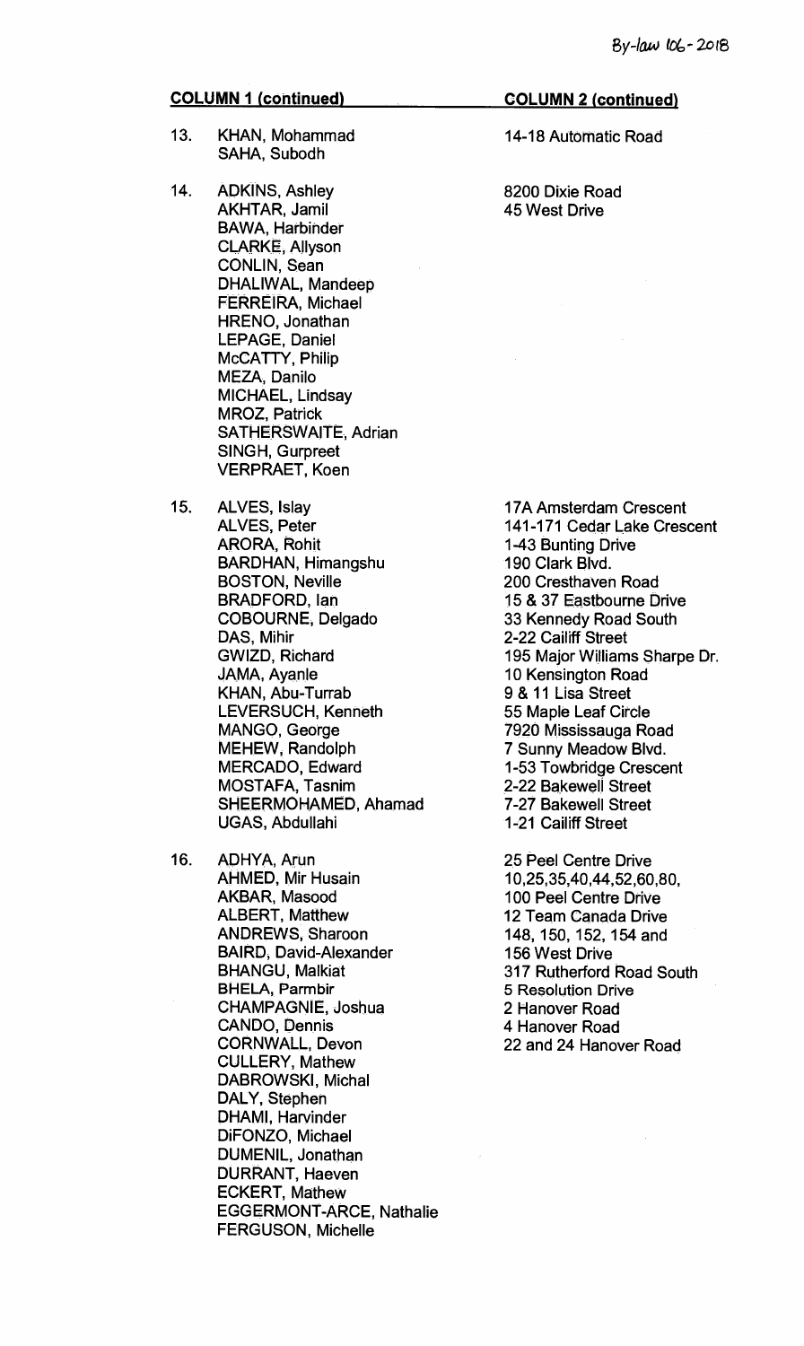| | COLUMN 1 (continued) | COLUMN 2 (continued) |
|---|---|---|
| 13. | KHAN, Mohammad<br>SAHA, Subodh | 14-18 Automatic Road |
| 14. | ADKINS, Ashley<br>AKHTAR, Jamil<br>BAWA, Harbinder<br>CLARKE, Allyson<br>CONLIN, Sean<br>DHALIWAL, Mandeep<br>FERREIRA, Michael<br>HRENO, Jonathan<br>LEPAGE, Daniel<br>McCATTY, Philip<br>MEZA, Danilo<br>MICHAEL, Lindsay<br>MROZ, Patrick<br>SATHERSWAITE, Adrian<br>SINGH, Gurpreet<br>VERPRAET, Koen | 8200 Dixie Road<br>45 West Drive |
| 15. | ALVES, Islay<br>ALVES, Peter<br>ARORA, Rohit<br>BARDHAN, Himangshu<br>BOSTON, Neville<br>BRADFORD, Ian<br>COBOURNE, Delgado<br>DAS, Mihir<br>GWIZD, Richard<br>JAMA, Ayanle<br>KHAN, Abu-Turrab<br>LEVERSUCH, Kenneth<br>MANGO, George<br>MEHEW, Randolph<br>MERCADO, Edward<br>MOSTAFA, Tasnim<br>SHEERMOHAMED, Ahamad<br>UGAS, Abdullahi | 17A Amsterdam Crescent<br>141-171 Cedar Lake Crescent<br>1-43 Bunting Drive<br>190 Clark Blvd.<br>200 Cresthaven Road<br>15 & 37 Eastbourne Drive<br>33 Kennedy Road South<br>2-22 Cailiff Street<br>195 Major Williams Sharpe Dr.<br>10 Kensington Road<br>9 & 11 Lisa Street<br>55 Maple Leaf Circle<br>7920 Mississauga Road<br>7 Sunny Meadow Blvd.<br>1-53 Towbridge Crescent<br>2-22 Bakewell Street<br>7-27 Bakewell Street<br>1-21 Cailiff Street |
| 16. | ADHYA, Arun<br>AHMED, Mir Husain<br>AKBAR, Masood<br>ALBERT, Matthew<br>ANDREWS, Sharoon<br>BAIRD, David-Alexander<br>BHANGU, Malkiat<br>BHELA, Parmbir<br>CHAMPAGNIE, Joshua<br>CANDO, Dennis<br>CORNWALL, Devon<br>CULLERY, Mathew<br>DABROWSKI, Michal<br>DALY, Stephen<br>DHAMI, Harvinder<br>DiFONZO, Michael<br>DUMENIL, Jonathan<br>DURRANT, Haeven<br>ECKERT, Mathew<br>EGGERMONT-ARCE, Nathalie<br>FERGUSON, Michelle | 25 Peel Centre Drive<br>10,25,35,40,44,52,60,80,<br>100 Peel Centre Drive<br>12 Team Canada Drive<br>148, 150, 152, 154 and<br>156 West Drive<br>317 Rutherford Road South<br>5 Resolution Drive<br>2 Hanover Road<br>4 Hanover Road<br>22 and 24 Hanover Road |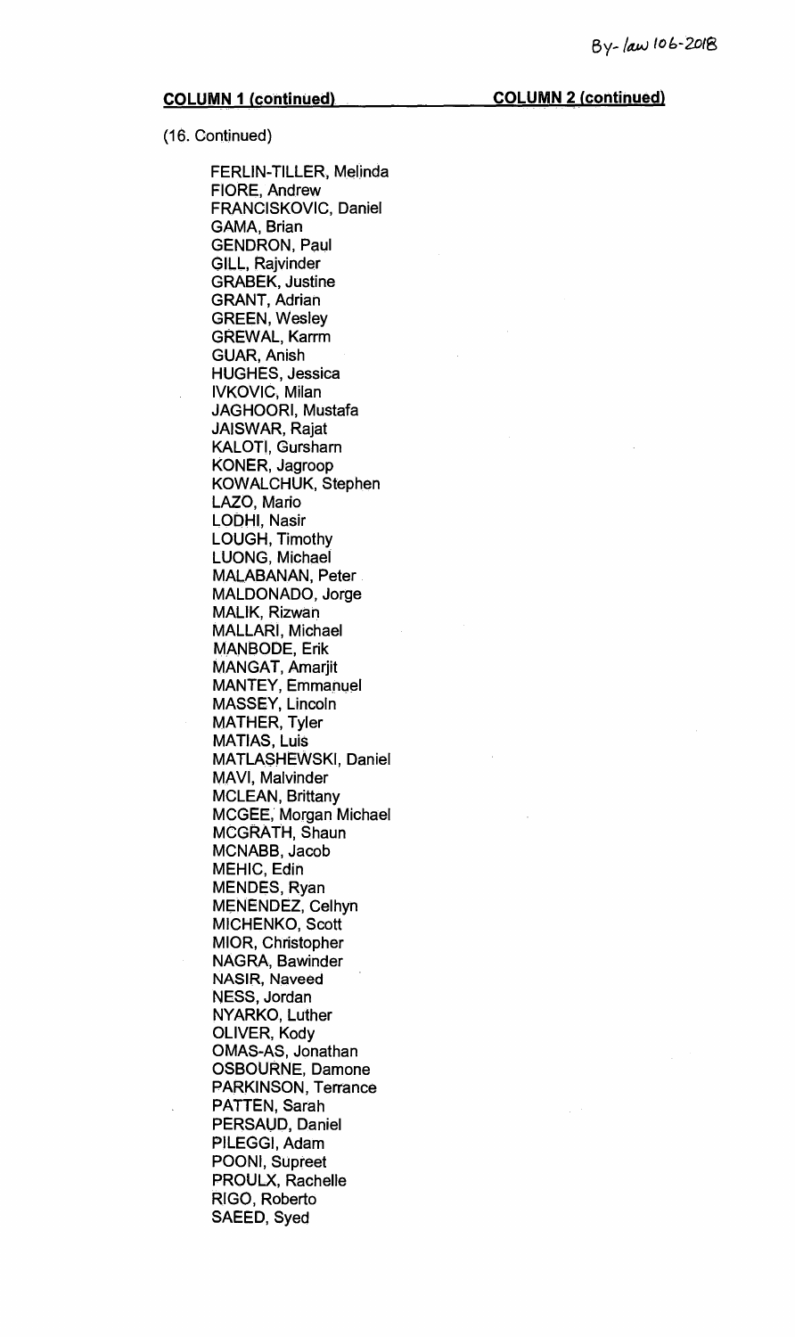**COLUMN 1 (continued)** **COLUMN 2 (continued)**

(16. Continued)

FERLIN-TILLER, Melinda
FIORE, Andrew
FRANCISKOVIC, Daniel
GAMA, Brian
GENDRON, Paul
GILL, Rajvinder
GRABEK, Justine
GRANT, Adrian
GREEN, Wesley
GREWAL, Karrm
GUAR, Anish
HUGHES, Jessica
IVKOVIC, Milan
JAGHOORI, Mustafa
JAISWAR, Rajat
KALOTI, Gursharn
KONER, Jagroop
KOWALCHUK, Stephen
LAZO, Mario
LODHI, Nasir
LOUGH, Timothy
LUONG, Michael
MALABANAN, Peter
MALDONADO, Jorge
MALIK, Rizwan
MALLARI, Michael
MANBODE, Erik
MANGAT, Amarjit
MANTEY, Emmanuel
MASSEY, Lincoln
MATHER, Tyler
MATIAS, Luis
MATLASHEWSKI, Daniel
MAVI, Malvinder
MCLEAN, Brittany
MCGEE, Morgan Michael
MCGRATH, Shaun
MCNABB, Jacob
MEHIC, Edin
MENDES, Ryan
MENENDEZ, Celhyn
MICHENKO, Scott
MIOR, Christopher
NAGRA, Bawinder
NASIR, Naveed
NESS, Jordan
NYARKO, Luther
OLIVER, Kody
OMAS-AS, Jonathan
OSBOURNE, Damone
PARKINSON, Terrance
PATTEN, Sarah
PERSAUD, Daniel
PILEGGI, Adam
POONI, Supreet
PROULX, Rachelle
RIGO, Roberto
SAEED, Syed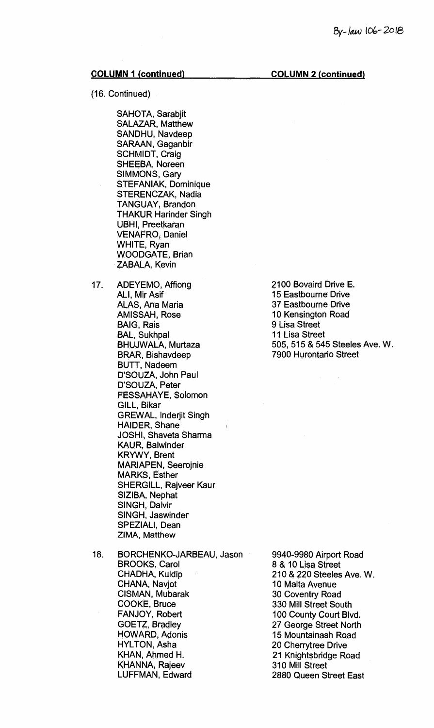| COLUMN 1 (continued) | COLUMN 2 (continued) |
|---|---|
| (16. Continued)<br><br>SAHOTA, Sarabjit<br>SALAZAR, Matthew<br>SANDHU, Navdeep<br>SARAAN, Gaganbir<br>SCHMIDT, Craig<br>SHEEBA, Noreen<br>SIMMONS, Gary<br>STEFANIAK, Dominique<br>STERENCZAK, Nadia<br>TANGUAY, Brandon<br>THAKUR Harinder Singh<br>UBHI, Preetkaran<br>VENAFRO, Daniel<br>WHITE, Ryan<br>WOODGATE, Brian<br>ZABALA, Kevin | |
| 17. ADEYEMO, Affiong<br>ALI, Mir Asif<br>ALAS, Ana Maria<br>AMISSAH, Rose<br>BAIG, Rais<br>BAL, Sukhpal<br>BHUJWALA, Murtaza<br>BRAR, Bishavdeep<br>BUTT, Nadeem<br>D'SOUZA, John Paul<br>D'SOUZA, Peter<br>FESSAHAYE, Solomon<br>GILL, Bikar<br>GREWAL, Inderjit Singh<br>HAIDER, Shane<br>JOSHI, Shaveta Sharma<br>KAUR, Balwinder<br>KRYWY, Brent<br>MARIAPEN, Seerojnie<br>MARKS, Esther<br>SHERGILL, Rajveer Kaur<br>SIZIBA, Nephat<br>SINGH, Dalvir<br>SINGH, Jaswinder<br>SPEZIALI, Dean<br>ZIMA, Matthew | 2100 Bovaird Drive E.<br>15 Eastbourne Drive<br>37 Eastbourne Drive<br>10 Kensington Road<br>9 Lisa Street<br>11 Lisa Street<br>505, 515 & 545 Steeles Ave. W.<br>7900 Hurontario Street |
| 18. BORCHENKO-JARBEAU, Jason<br>BROOKS, Carol<br>CHADHA, Kuldip<br>CHANA, Navjot<br>CISMAN, Mubarak<br>COOKE, Bruce<br>FANJOY, Robert<br>GOETZ, Bradley<br>HOWARD, Adonis<br>HYLTON, Asha<br>KHAN, Ahmed H.<br>KHANNA, Rajeev<br>LUFFMAN, Edward | 9940-9980 Airport Road<br>8 & 10 Lisa Street<br>210 & 220 Steeles Ave. W.<br>10 Malta Avenue<br>30 Coventry Road<br>330 Mill Street South<br>100 County Court Blvd.<br>27 George Street North<br>15 Mountainash Road<br>20 Cherrytree Drive<br>21 Knightsbridge Road<br>310 Mill Street<br>2880 Queen Street East |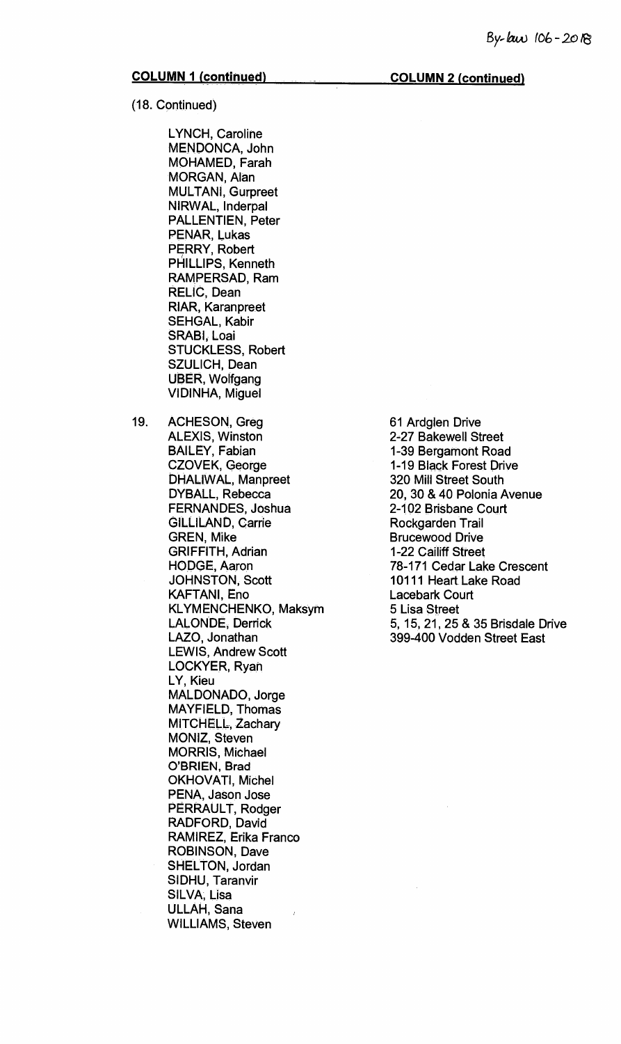By-law 106-2018

| COLUMN 1 (continued) | | COLUMN 2 (continued) |
|---|---|---|
| (18. Continued) | | |
| | LYNCH, Caroline<br>MENDONCA, John<br>MOHAMED, Farah<br>MORGAN, Alan<br>MULTANI, Gurpreet<br>NIRWAL, Inderpal<br>PALLENTIEN, Peter<br>PENAR, Lukas<br>PERRY, Robert<br>PHILLIPS, Kenneth<br>RAMPERSAD, Ram<br>RELIC, Dean<br>RIAR, Karanpreet<br>SEHGAL, Kabir<br>SRABI, Loai<br>STUCKLESS, Robert<br>SZULICH, Dean<br>UBER, Wolfgang<br>VIDINHA, Miguel | |
| 19. | ACHESON, Greg<br>ALEXIS, Winston<br>BAILEY, Fabian<br>CZOVEK, George<br>DHALIWAL, Manpreet<br>DYBALL, Rebecca<br>FERNANDES, Joshua<br>GILLILAND, Carrie<br>GREN, Mike<br>GRIFFITH, Adrian<br>HODGE, Aaron<br>JOHNSTON, Scott<br>KAFTANI, Eno<br>KLYMENCHENKO, Maksym<br>LALONDE, Derrick<br>LAZO, Jonathan<br>LEWIS, Andrew Scott<br>LOCKYER, Ryan<br>LY, Kieu<br>MALDONADO, Jorge<br>MAYFIELD, Thomas<br>MITCHELL, Zachary<br>MONIZ, Steven<br>MORRIS, Michael<br>O'BRIEN, Brad<br>OKHOVATI, Michel<br>PENA, Jason Jose<br>PERRAULT, Rodger<br>RADFORD, David<br>RAMIREZ, Erika Franco<br>ROBINSON, Dave<br>SHELTON, Jordan<br>SIDHU, Taranvir<br>SILVA, Lisa<br>ULLAH, Sana<br>WILLIAMS, Steven | 61 Ardglen Drive<br>2-27 Bakewell Street<br>1-39 Bergamont Road<br>1-19 Black Forest Drive<br>320 Mill Street South<br>20, 30 & 40 Polonia Avenue<br>2-102 Brisbane Court<br>Rockgarden Trail<br>Brucewood Drive<br>1-22 Cailiff Street<br>78-171 Cedar Lake Crescent<br>10111 Heart Lake Road<br>Lacebark Court<br>5 Lisa Street<br>5, 15, 21, 25 & 35 Brisdale Drive<br>399-400 Vodden Street East |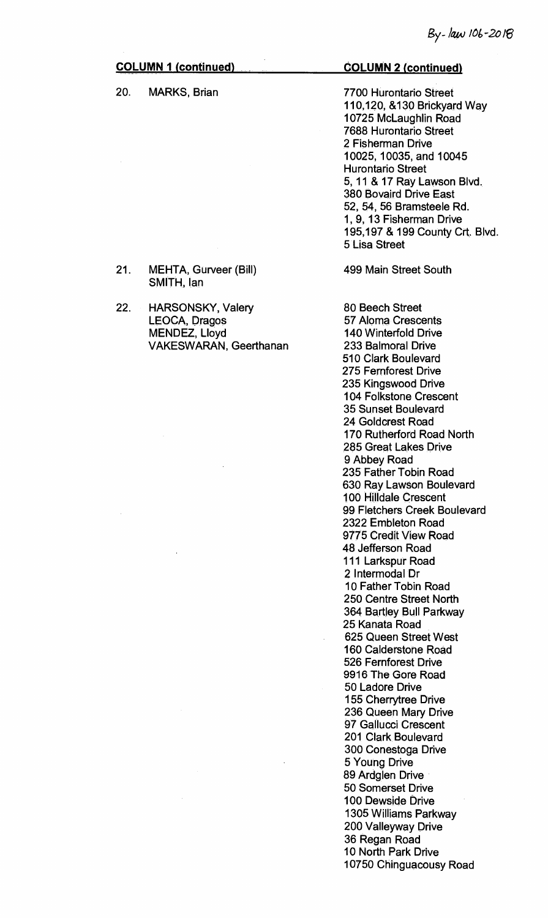By-law 106-2018

| COLUMN 1 (continued) | | COLUMN 2 (continued) |
|---|---|---|
| 20. | MARKS, Brian | 7700 Hurontario Street<br>110,120, &130 Brickyard Way<br>10725 McLaughlin Road<br>7688 Hurontario Street<br>2 Fisherman Drive<br>10025, 10035, and 10045 Hurontario Street<br>5, 11 & 17 Ray Lawson Blvd.<br>380 Bovaird Drive East<br>52, 54, 56 Bramsteele Rd.<br>1, 9, 13 Fisherman Drive<br>195,197 & 199 County Crt. Blvd.<br>5 Lisa Street |
| 21. | MEHTA, Gurveer (Bill)<br>SMITH, Ian | 499 Main Street South |
| 22. | HARSONSKY, Valery<br>LEOCA, Dragos<br>MENDEZ, Lloyd<br>VAKESWARAN, Geerthanan | 80 Beech Street<br>57 Aloma Crescents<br>140 Winterfold Drive<br>233 Balmoral Drive<br>510 Clark Boulevard<br>275 Fernforest Drive<br>235 Kingswood Drive<br>104 Folkstone Crescent<br>35 Sunset Boulevard<br>24 Goldcrest Road<br>170 Rutherford Road North<br>285 Great Lakes Drive<br>9 Abbey Road<br>235 Father Tobin Road<br>630 Ray Lawson Boulevard<br>100 Hilldale Crescent<br>99 Fletchers Creek Boulevard<br>2322 Embleton Road<br>9775 Credit View Road<br>48 Jefferson Road<br>111 Larkspur Road<br>2 Intermodal Dr<br>10 Father Tobin Road<br>250 Centre Street North<br>364 Bartley Bull Parkway<br>25 Kanata Road<br>625 Queen Street West<br>160 Calderstone Road<br>526 Fernforest Drive<br>9916 The Gore Road<br>50 Ladore Drive<br>155 Cherrytree Drive<br>236 Queen Mary Drive<br>97 Gallucci Crescent<br>201 Clark Boulevard<br>300 Conestoga Drive<br>5 Young Drive<br>89 Ardglen Drive<br>50 Somerset Drive<br>100 Dewside Drive<br>1305 Williams Parkway<br>200 Valleyway Drive<br>36 Regan Road<br>10 North Park Drive<br>10750 Chinguacousy Road |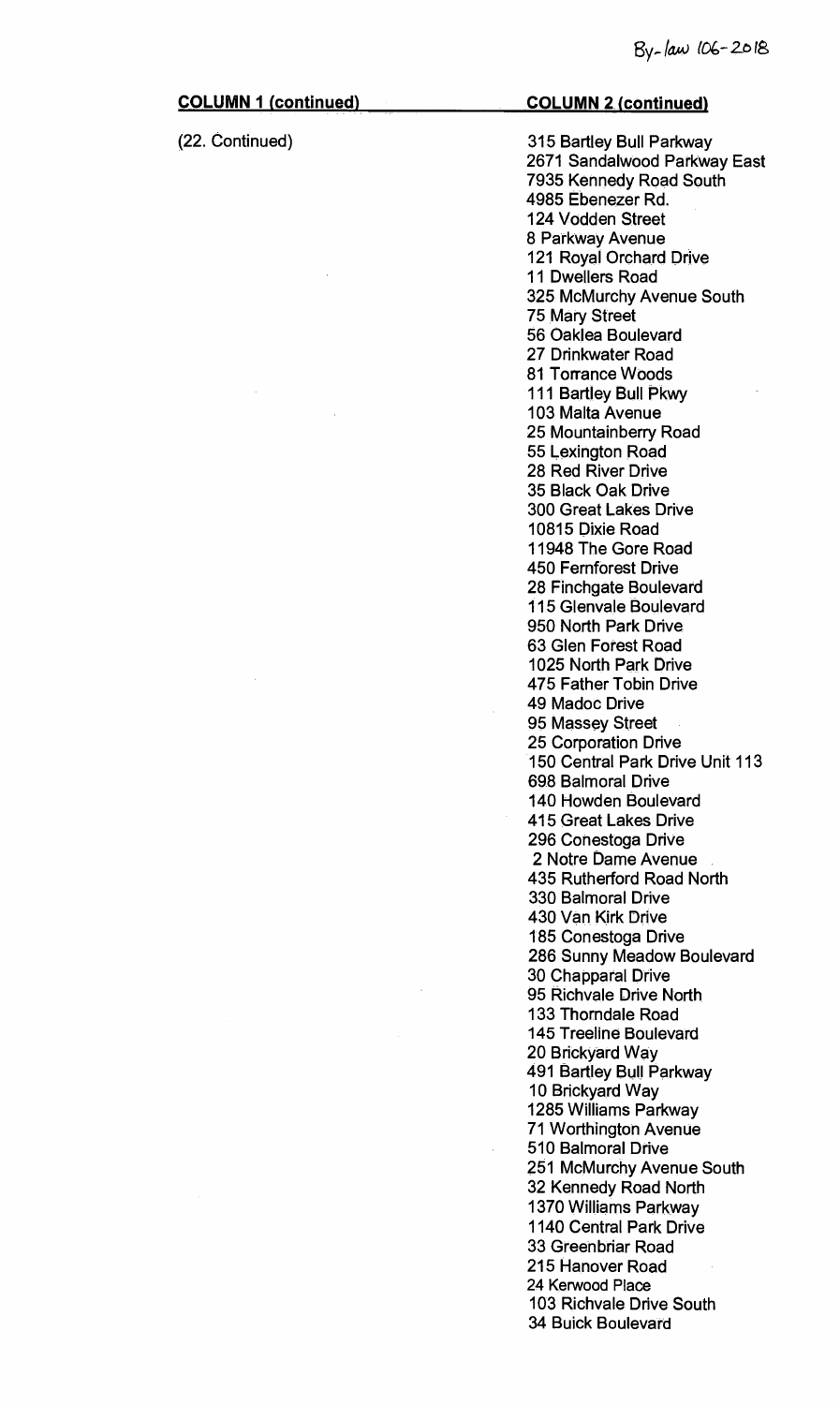By-law 106-2018

| **COLUMN 1 (continued)** | **COLUMN 2 (continued)** |
| --- | --- |
| (22. Continued) | 315 Bartley Bull Parkway<br>2671 Sandalwood Parkway East<br>7935 Kennedy Road South<br>4985 Ebenezer Rd.<br>124 Vodden Street<br>8 Parkway Avenue<br>121 Royal Orchard Drive<br>11 Dwellers Road<br>325 McMurchy Avenue South<br>75 Mary Street<br>56 Oaklea Boulevard<br>27 Drinkwater Road<br>81 Torrance Woods<br>111 Bartley Bull Pkwy<br>103 Malta Avenue<br>25 Mountainberry Road<br>55 Lexington Road<br>28 Red River Drive<br>35 Black Oak Drive<br>300 Great Lakes Drive<br>10815 Dixie Road<br>11948 The Gore Road<br>450 Fernforest Drive<br>28 Finchgate Boulevard<br>115 Glenvale Boulevard<br>950 North Park Drive<br>63 Glen Forest Road<br>1025 North Park Drive<br>475 Father Tobin Drive<br>49 Madoc Drive<br>95 Massey Street<br>25 Corporation Drive<br>150 Central Park Drive Unit 113<br>698 Balmoral Drive<br>140 Howden Boulevard<br>415 Great Lakes Drive<br>296 Conestoga Drive<br>2 Notre Dame Avenue<br>435 Rutherford Road North<br>330 Balmoral Drive<br>430 Van Kirk Drive<br>185 Conestoga Drive<br>286 Sunny Meadow Boulevard<br>30 Chapparal Drive<br>95 Richvale Drive North<br>133 Thorndale Road<br>145 Treeline Boulevard<br>20 Brickyard Way<br>491 Bartley Bull Parkway<br>10 Brickyard Way<br>1285 Williams Parkway<br>71 Worthington Avenue<br>510 Balmoral Drive<br>251 McMurchy Avenue South<br>32 Kennedy Road North<br>1370 Williams Parkway<br>1140 Central Park Drive<br>33 Greenbriar Road<br>215 Hanover Road<br>24 Kerwood Place<br>103 Richvale Drive South<br>34 Buick Boulevard |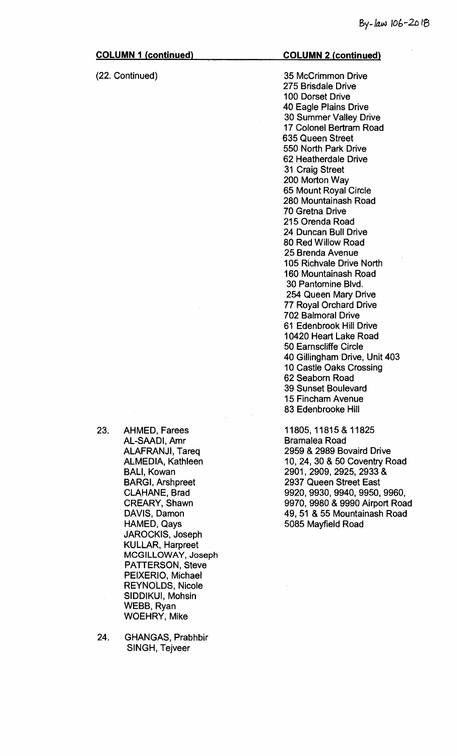| COLUMN 1 (continued) | COLUMN 2 (continued) |
|---|---|
| (22. Continued) | 35 McCrimmon Drive<br>275 Brisdale Drive<br>100 Dorset Drive<br>40 Eagle Plains Drive<br>30 Summer Valley Drive<br>17 Colonel Bertram Road<br>635 Queen Street<br>550 North Park Drive<br>62 Heatherdale Drive<br>31 Craig Street<br>200 Morton Way<br>65 Mount Royal Circle<br>280 Mountainash Road<br>70 Gretna Drive<br>215 Orenda Road<br>24 Duncan Bull Drive<br>80 Red Willow Road<br>25 Brenda Avenue<br>105 Richvale Drive North<br>160 Mountainash Road<br>30 Pantomine Blvd.<br>254 Queen Mary Drive<br>77 Royal Orchard Drive<br>702 Balmoral Drive<br>61 Edenbrook Hill Drive<br>10420 Heart Lake Road<br>50 Earnscliffe Circle<br>40 Gillingham Drive, Unit 403<br>10 Castle Oaks Crossing<br>62 Seaborn Road<br>39 Sunset Boulevard<br>15 Fincham Avenue<br>83 Edenbrooke Hill |
| 23. AHMED, Farees<br>AL-SAADI, Amr<br>ALAFRANJI, Tareq<br>ALMEDIA, Kathleen<br>BALI, Kowan<br>BARGI, Arshpreet<br>CLAHANE, Brad<br>CREARY, Shawn<br>DAVIS, Damon<br>HAMED, Qays<br>JAROCKIS, Joseph<br>KULLAR, Harpreet<br>MCGILLOWAY, Joseph<br>PATTERSON, Steve<br>PEIXERIO, Michael<br>REYNOLDS, Nicole<br>SIDDIKUI, Mohsin<br>WEBB, Ryan<br>WOEHRY, Mike | 11805, 11815 & 11825 Bramalea Road<br>2959 & 2989 Bovaird Drive<br>10, 24, 30 & 50 Coventry Road<br>2901, 2909, 2925, 2933 & 2937 Queen Street East<br>9920, 9930, 9940, 9950, 9960, 9970, 9980 & 9990 Airport Road<br>49, 51 & 55 Mountainash Road<br>5085 Mayfield Road |
| 24. GHANGAS, Prabhbir<br>SINGH, Tejveer | |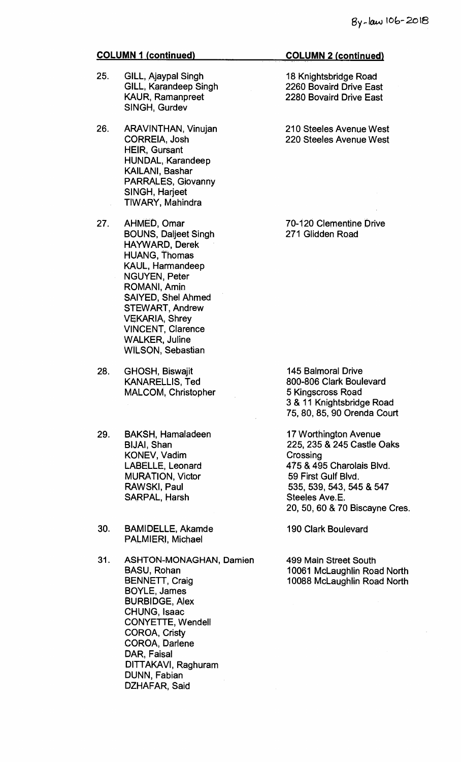By-law 106-2018

| COLUMN 1 (continued) | | COLUMN 2 (continued) |
|---|---|---|
| 25. | GILL, Ajaypal Singh<br>GILL, Karandeep Singh<br>KAUR, Ramanpreet<br>SINGH, Gurdev | 18 Knightsbridge Road<br>2260 Bovaird Drive East<br>2280 Bovaird Drive East |
| 26. | ARAVINTHAN, Vinujan<br>CORREIA, Josh<br>HEIR, Gursant<br>HUNDAL, Karandeep<br>KAILANI, Bashar<br>PARRALES, Giovanny<br>SINGH, Harjeet<br>TIWARY, Mahindra | 210 Steeles Avenue West<br>220 Steeles Avenue West |
| 27. | AHMED, Omar<br>BOUNS, Daljeet Singh<br>HAYWARD, Derek<br>HUANG, Thomas<br>KAUL, Harmandeep<br>NGUYEN, Peter<br>ROMANI, Amin<br>SAIYED, Shel Ahmed<br>STEWART, Andrew<br>VEKARIA, Shrey<br>VINCENT, Clarence<br>WALKER, Juline<br>WILSON, Sebastian | 70-120 Clementine Drive<br>271 Glidden Road |
| 28. | GHOSH, Biswajit<br>KANARELLIS, Ted<br>MALCOM, Christopher | 145 Balmoral Drive<br>800-806 Clark Boulevard<br>5 Kingscross Road<br>3 & 11 Knightsbridge Road<br>75, 80, 85, 90 Orenda Court |
| 29. | BAKSH, Hamaladeen<br>BIJAI, Shan<br>KONEV, Vadim<br>LABELLE, Leonard<br>MURATION, Victor<br>RAWSKI, Paul<br>SARPAL, Harsh | 17 Worthington Avenue<br>225, 235 & 245 Castle Oaks Crossing<br>475 & 495 Charolais Blvd.<br>59 First Gulf Blvd.<br>535, 539, 543, 545 & 547 Steeles Ave.E.<br>20, 50, 60 & 70 Biscayne Cres. |
| 30. | BAMIDELLE, Akamde<br>PALMIERI, Michael | 190 Clark Boulevard |
| 31. | ASHTON-MONAGHAN, Damien<br>BASU, Rohan<br>BENNETT, Craig<br>BOYLE, James<br>BURBIDGE, Alex<br>CHUNG, Isaac<br>CONYETTE, Wendell<br>COROA, Cristy<br>COROA, Darlene<br>DAR, Faisal<br>DITTAKAVI, Raghuram<br>DUNN, Fabian<br>DZHAFAR, Said | 499 Main Street South<br>10061 McLaughlin Road North<br>10088 McLaughlin Road North |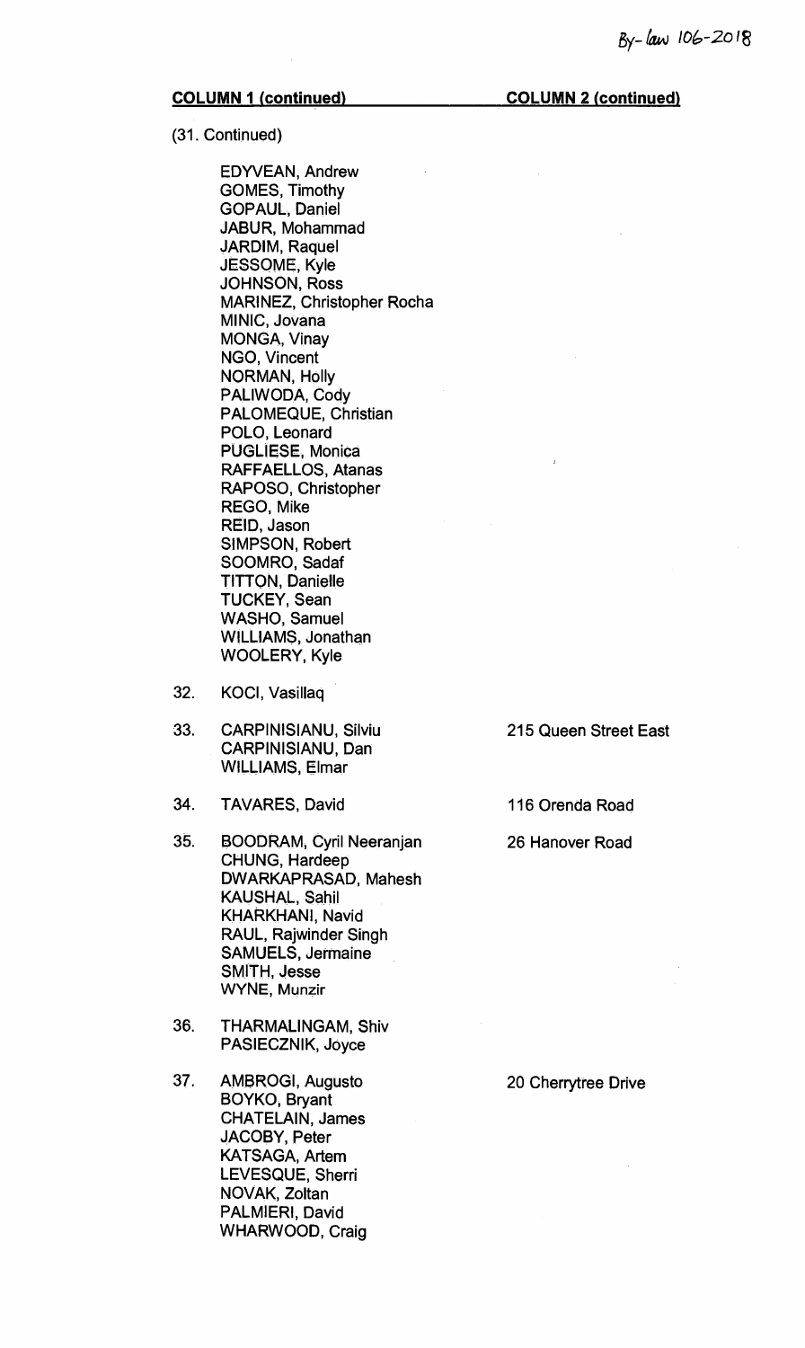By-law 106-2018

| COLUMN 1 (continued) | COLUMN 2 (continued) |
| --- | --- |
| (31. Continued)<br><br>EDYVEAN, Andrew<br>GOMES, Timothy<br>GOPAUL, Daniel<br>JABUR, Mohammad<br>JARDIM, Raquel<br>JESSOME, Kyle<br>JOHNSON, Ross<br>MARINEZ, Christopher Rocha<br>MINIC, Jovana<br>MONGA, Vinay<br>NGO, Vincent<br>NORMAN, Holly<br>PALIWODA, Cody<br>PALOMEQUE, Christian<br>POLO, Leonard<br>PUGLIESE, Monica<br>RAFFAELLOS, Atanas<br>RAPOSO, Christopher<br>REGO, Mike<br>REID, Jason<br>SIMPSON, Robert<br>SOOMRO, Sadaf<br>TITTON, Danielle<br>TUCKEY, Sean<br>WASHO, Samuel<br>WILLIAMS, Jonathan<br>WOOLERY, Kyle | |
| 32. KOCI, Vasillaq | |
| 33. CARPINISIANU, Silviu<br>CARPINISIANU, Dan<br>WILLIAMS, Elmar | 215 Queen Street East |
| 34. TAVARES, David | 116 Orenda Road |
| 35. BOODRAM, Cyril Neeranjan<br>CHUNG, Hardeep<br>DWARKAPRASAD, Mahesh<br>KAUSHAL, Sahil<br>KHARKHANI, Navid<br>RAUL, Rajwinder Singh<br>SAMUELS, Jermaine<br>SMITH, Jesse<br>WYNE, Munzir | 26 Hanover Road |
| 36. THARMALINGAM, Shiv<br>PASIECZNIK, Joyce | |
| 37. AMBROGI, Augusto<br>BOYKO, Bryant<br>CHATELAIN, James<br>JACOBY, Peter<br>KATSAGA, Artem<br>LEVESQUE, Sherri<br>NOVAK, Zoltan<br>PALMIERI, David<br>WHARWOOD, Craig | 20 Cherrytree Drive |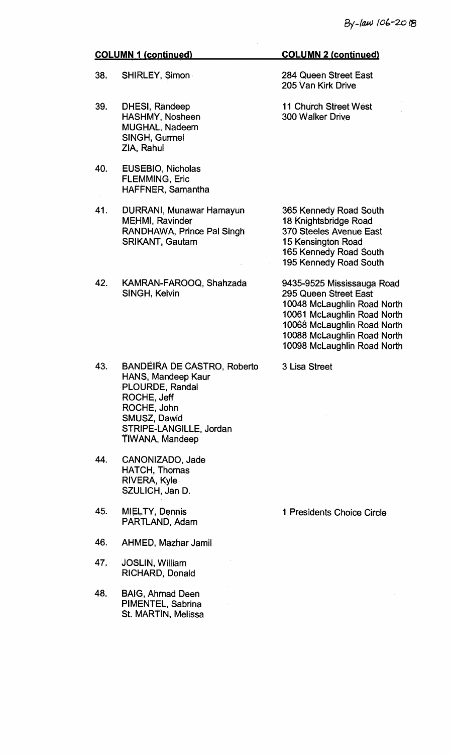By-law 106-2018

| COLUMN 1 (continued) | | COLUMN 2 (continued) |
|---|---|---|
| 38. | SHIRLEY, Simon | 284 Queen Street East<br>205 Van Kirk Drive |
| 39. | DHESI, Randeep<br>HASHMY, Nosheen<br>MUGHAL, Nadeem<br>SINGH, Gurmel<br>ZIA, Rahul | 11 Church Street West<br>300 Walker Drive |
| 40. | EUSEBIO, Nicholas<br>FLEMMING, Eric<br>HAFFNER, Samantha | |
| 41. | DURRANI, Munawar Hamayun<br>MEHMI, Ravinder<br>RANDHAWA, Prince Pal Singh<br>SRIKANT, Gautam | 365 Kennedy Road South<br>18 Knightsbridge Road<br>370 Steeles Avenue East<br>15 Kensington Road<br>165 Kennedy Road South<br>195 Kennedy Road South |
| 42. | KAMRAN-FAROOQ, Shahzada<br>SINGH, Kelvin | 9435-9525 Mississauga Road<br>295 Queen Street East<br>10048 McLaughlin Road North<br>10061 McLaughlin Road North<br>10068 McLaughlin Road North<br>10088 McLaughlin Road North<br>10098 McLaughlin Road North |
| 43. | BANDEIRA DE CASTRO, Roberto<br>HANS, Mandeep Kaur<br>PLOURDE, Randal<br>ROCHE, Jeff<br>ROCHE, John<br>SMUSZ, Dawid<br>STRIPE-LANGILLE, Jordan<br>TIWANA, Mandeep | 3 Lisa Street |
| 44. | CANONIZADO, Jade<br>HATCH, Thomas<br>RIVERA, Kyle<br>SZULICH, Jan D. | |
| 45. | MIELTY, Dennis<br>PARTLAND, Adam | 1 Presidents Choice Circle |
| 46. | AHMED, Mazhar Jamil | |
| 47. | JOSLIN, William<br>RICHARD, Donald | |
| 48. | BAIG, Ahmad Deen<br>PIMENTEL, Sabrina<br>St. MARTIN, Melissa | |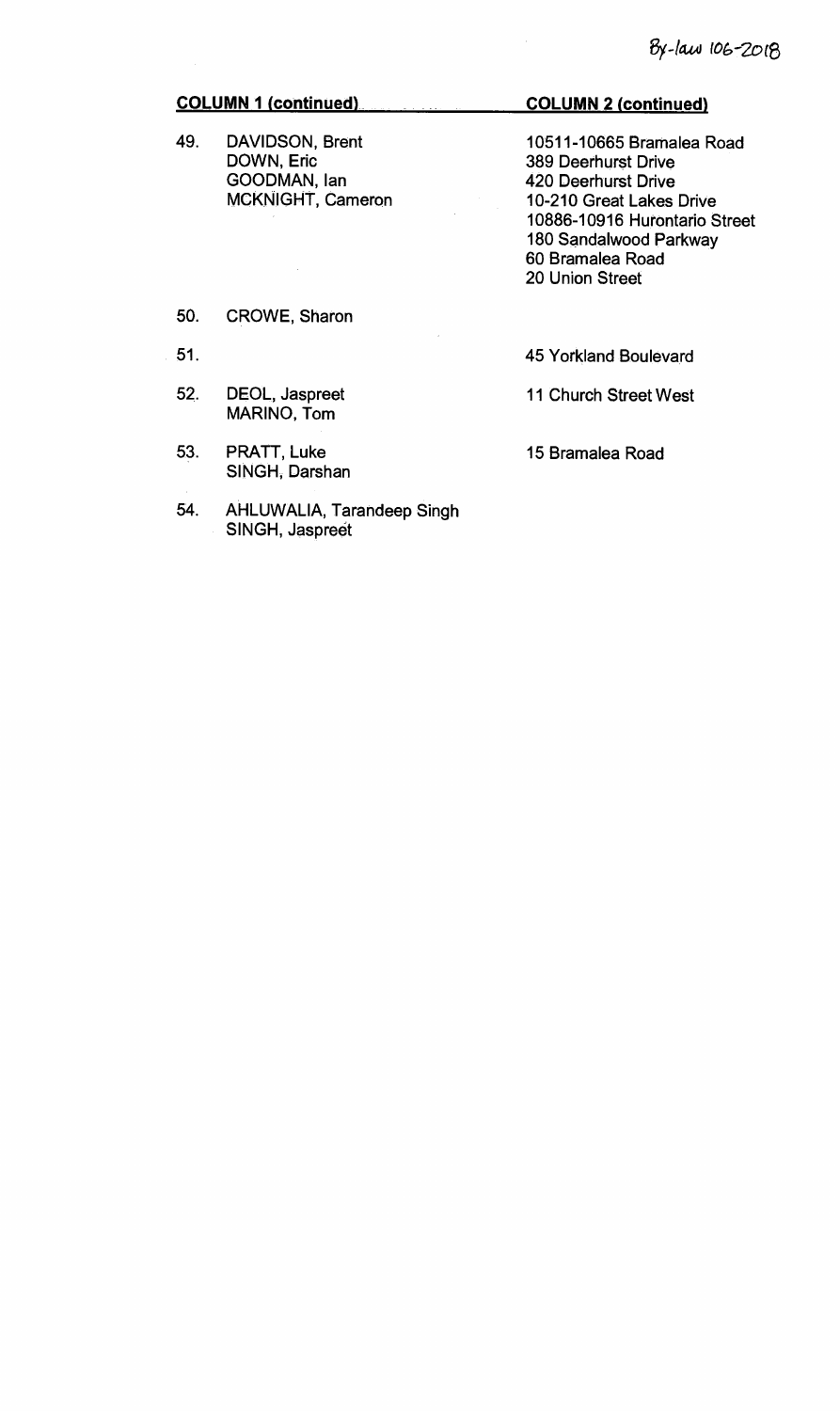By-law 106-2018

| COLUMN 1 (continued) | | COLUMN 2 (continued) |
|---|---|---|
| 49. | DAVIDSON, Brent<br>DOWN, Eric<br>GOODMAN, Ian<br>MCKNIGHT, Cameron | 10511-10665 Bramalea Road<br>389 Deerhurst Drive<br>420 Deerhurst Drive<br>10-210 Great Lakes Drive<br>10886-10916 Hurontario Street<br>180 Sandalwood Parkway<br>60 Bramalea Road<br>20 Union Street |
| 50. | CROWE, Sharon | |
| 51. | | 45 Yorkland Boulevard |
| 52. | DEOL, Jaspreet<br>MARINO, Tom | 11 Church Street West |
| 53. | PRATT, Luke<br>SINGH, Darshan | 15 Bramalea Road |
| 54. | AHLUWALIA, Tarandeep Singh<br>SINGH, Jaspreet | |